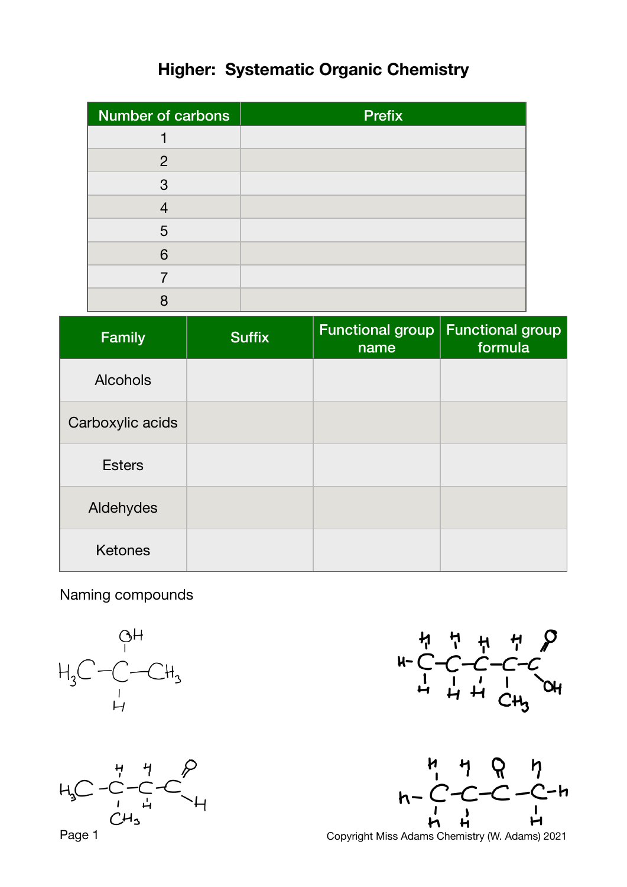# Higher: Systematic Organic Chemistry

| Number of carbons | Prefix |
|---|---|
| 1 | |
| 2 | |
| 3 | |
| 4 | |
| 5 | |
| 6 | |
| 7 | |
| 8 | |

| Family | Suffix | Functional group name | Functional group formula |
|---|---|---|---|
| Alcohols | | | |
| Carboxylic acids | | | |
| Esters | | | |
| Aldehydes | | | |
| Ketones | | | |

Naming compounds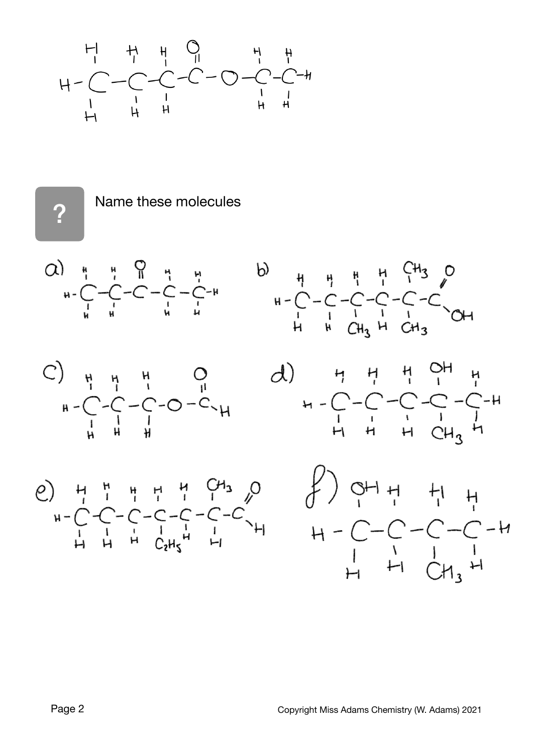$$H-\overset{H}{\underset{H}{\overset{|}{\underset{|}{C}}}}-\overset{H}{\underset{H}{\overset{|}{\underset{|}{C}}}}-\overset{H}{\underset{H}{\overset{|}{\underset{|}{C}}}}-\overset{O}{\overset{||}{C}}-O-\overset{H}{\underset{H}{\overset{|}{\underset{|}{C}}}}-\overset{H}{\underset{H}{\overset{|}{\underset{|}{C}}}}-H$$

**?** Name these molecules

a)

$$H-\overset{H}{\underset{H}{\overset{|}{\underset{|}{C}}}}-\overset{H}{\underset{H}{\overset{|}{\underset{|}{C}}}}-\overset{O}{\overset{||}{C}}-\overset{H}{\underset{H}{\overset{|}{\underset{|}{C}}}}-\overset{H}{\underset{H}{\overset{|}{\underset{|}{C}}}}-H$$

b)

$$H-\overset{H}{\underset{H}{\overset{|}{\underset{|}{C}}}}-\overset{H}{\underset{H}{\overset{|}{\underset{|}{C}}}}-\overset{H}{\underset{CH_3}{\overset{|}{\underset{|}{C}}}}-\overset{H}{\underset{H}{\overset{|}{\underset{|}{C}}}}-\overset{CH_3}{\underset{CH_3}{\overset{|}{\underset{|}{C}}}}-\overset{O}{\overset{//}{C}}-OH$$

c)

$$H-\overset{H}{\underset{H}{\overset{|}{\underset{|}{C}}}}-\overset{H}{\underset{H}{\overset{|}{\underset{|}{C}}}}-\overset{H}{\underset{H}{\overset{|}{\underset{|}{C}}}}-O-\overset{O}{\overset{||}{C}}-H$$

d)

$$H-\overset{H}{\underset{H}{\overset{|}{\underset{|}{C}}}}-\overset{H}{\underset{H}{\overset{|}{\underset{|}{C}}}}-\overset{H}{\underset{H}{\overset{|}{\underset{|}{C}}}}-\overset{OH}{\underset{CH_3}{\overset{|}{\underset{|}{C}}}}-\overset{H}{\underset{H}{\overset{|}{\underset{|}{C}}}}-H$$

e)

$$H-\overset{H}{\underset{H}{\overset{|}{\underset{|}{C}}}}-\overset{H}{\underset{H}{\overset{|}{\underset{|}{C}}}}-\overset{H}{\underset{H}{\overset{|}{\underset{|}{C}}}}-\overset{H}{\underset{C_2H_5}{\overset{|}{\underset{|}{C}}}}-\overset{H}{\underset{H}{\overset{|}{\underset{|}{C}}}}-\overset{CH_3}{\underset{H}{\overset{|}{\underset{|}{C}}}}-\overset{O}{\overset{//}{C}}-H$$

f)

$$H-\overset{OH}{\underset{H}{\overset{|}{\underset{|}{C}}}}-\overset{H}{\underset{H}{\overset{|}{\underset{|}{C}}}}-\overset{H}{\underset{CH_3}{\overset{|}{\underset{|}{C}}}}-\overset{H}{\underset{H}{\overset{|}{\underset{|}{C}}}}-H$$

Copyright Miss Adams Chemistry (W. Adams) 2021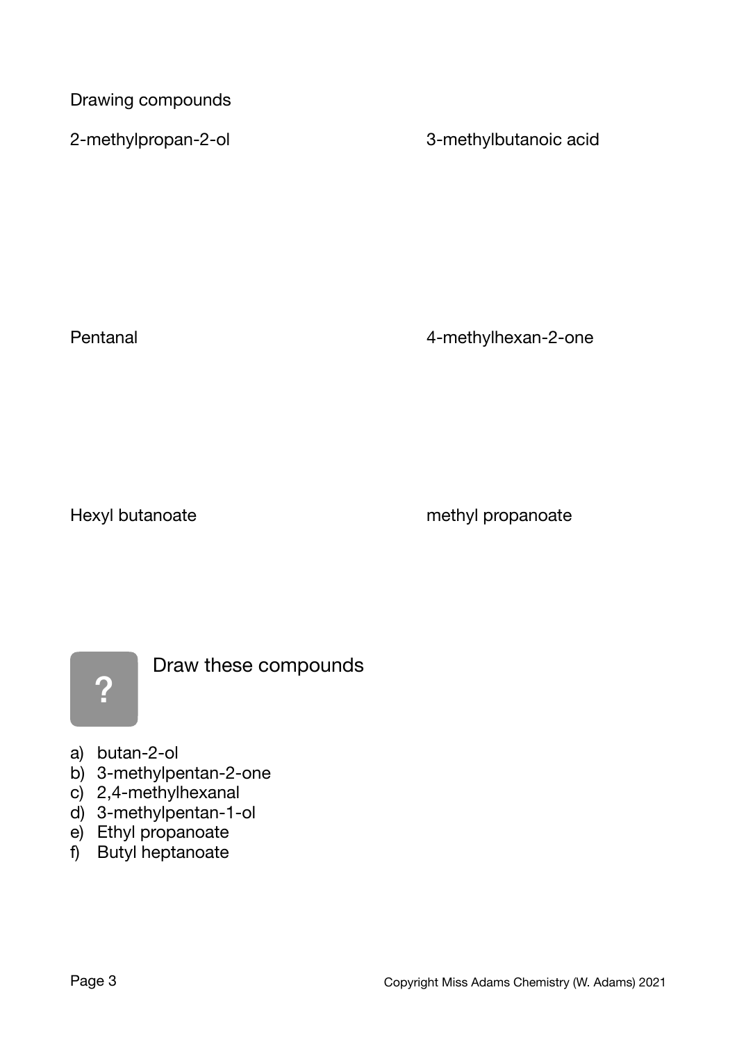Drawing compounds

2-methylpropan-2-ol

3-methylbutanoic acid

Pentanal

4-methylhexan-2-one

Hexyl butanoate

methyl propanoate

?

Draw these compounds

a) butan-2-ol
b) 3-methylpentan-2-one
c) 2,4-methylhexanal
d) 3-methylpentan-1-ol
e) Ethyl propanoate
f) Butyl heptanoate

Copyright Miss Adams Chemistry (W. Adams) 2021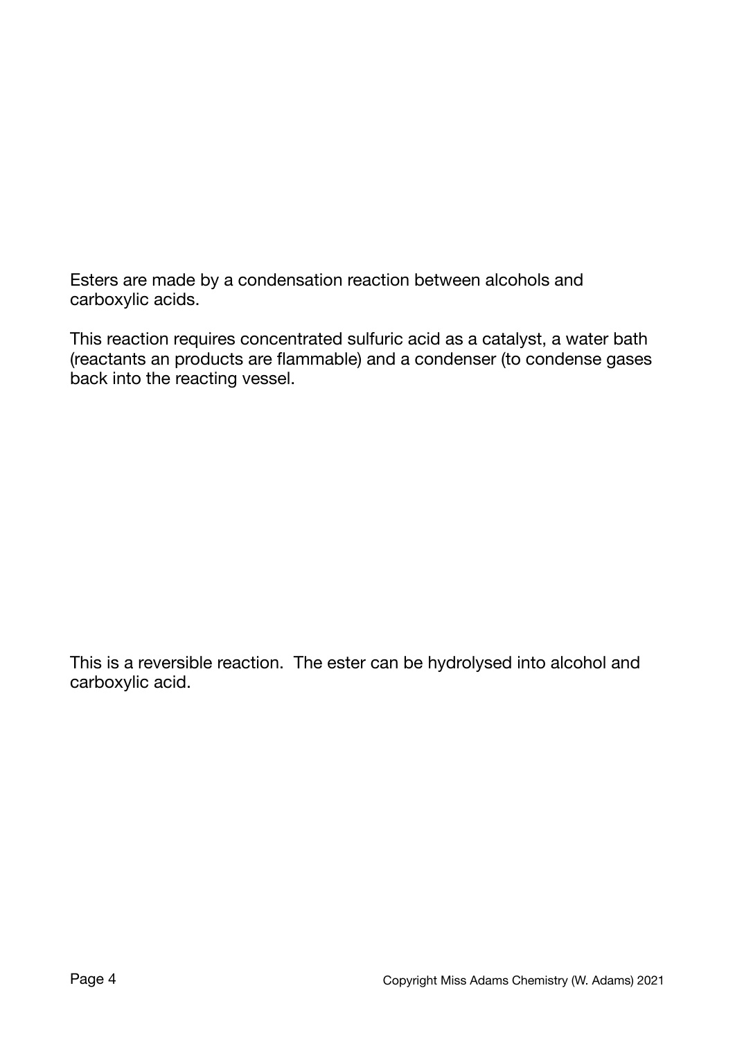Esters are made by a condensation reaction between alcohols and carboxylic acids.

This reaction requires concentrated sulfuric acid as a catalyst, a water bath (reactants an products are flammable) and a condenser (to condense gases back into the reacting vessel.

This is a reversible reaction.  The ester can be hydrolysed into alcohol and carboxylic acid.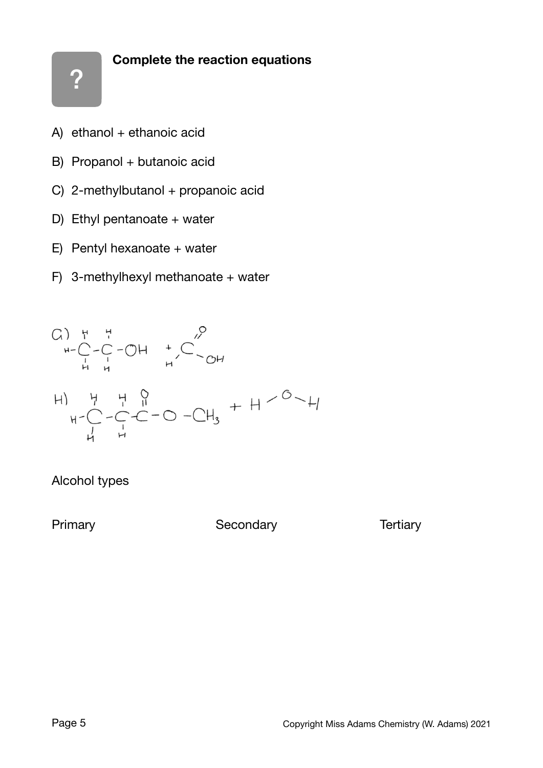**Complete the reaction equations**

A) ethanol + ethanoic acid

B) Propanol + butanoic acid

C) 2-methylbutanol + propanoic acid

D) Ethyl pentanoate + water

E) Pentyl hexanoate + water

F) 3-methylhexyl methanoate + water

G) $CH_3-CH_2-OH + HCOOH$

$$\mathrm{H{-}\overset{\displaystyle H}{\underset{\displaystyle H}{C}}{-}\overset{\displaystyle H}{\underset{\displaystyle H}{C}}{-}OH \;+\; H{-}\overset{\displaystyle O}{\overset{\|}{C}}{-}OH}$$

H) $CH_3-CH_2-C(=O)-O-CH_3 + H-O-H$

$$\mathrm{H{-}\overset{\displaystyle H}{\underset{\displaystyle H}{C}}{-}\overset{\displaystyle H}{\underset{\displaystyle H}{C}}{-}\overset{\displaystyle O}{\overset{\|}{C}}{-}O{-}CH_3 \;+\; H{-}O{-}H}$$

Alcohol types

Primary

Secondary

Tertiary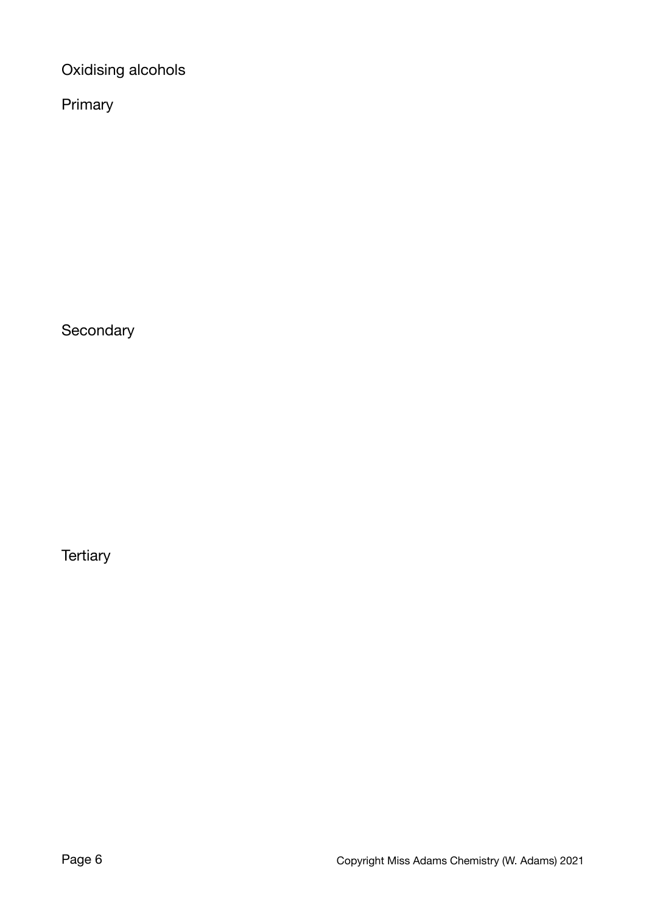# Oxidising alcohols

## Primary

## Secondary

## Tertiary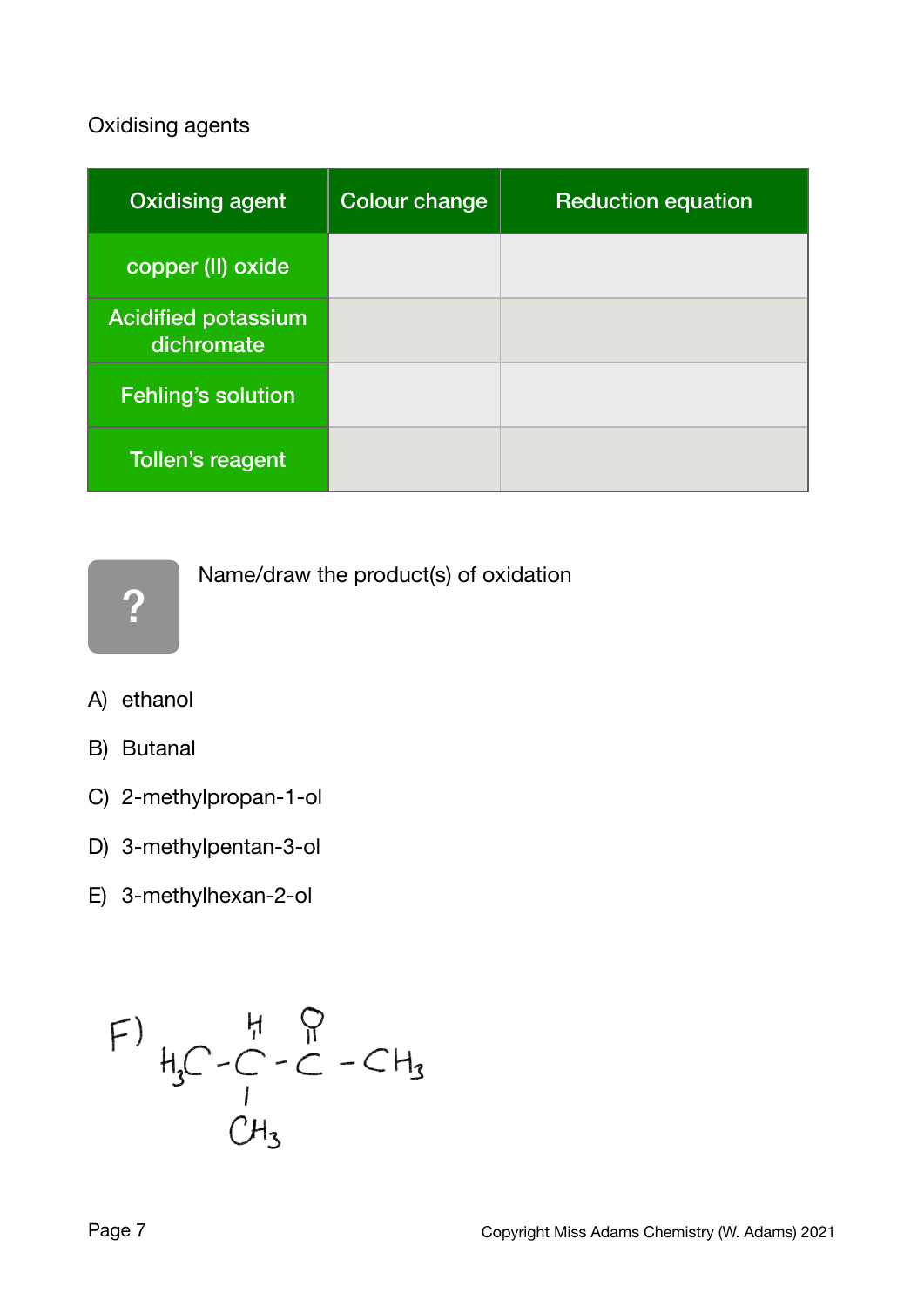Oxidising agents

| Oxidising agent | Colour change | Reduction equation |
|---|---|---|
| copper (II) oxide | | |
| Acidified potassium dichromate | | |
| Fehling's solution | | |
| Tollen's reagent | | |

?

Name/draw the product(s) of oxidation

A) ethanol

B) Butanal

C) 2-methylpropan-1-ol

D) 3-methylpentan-3-ol

E) 3-methylhexan-2-ol

F) $H_3C-CH(CH_3)-C(=O)-CH_3$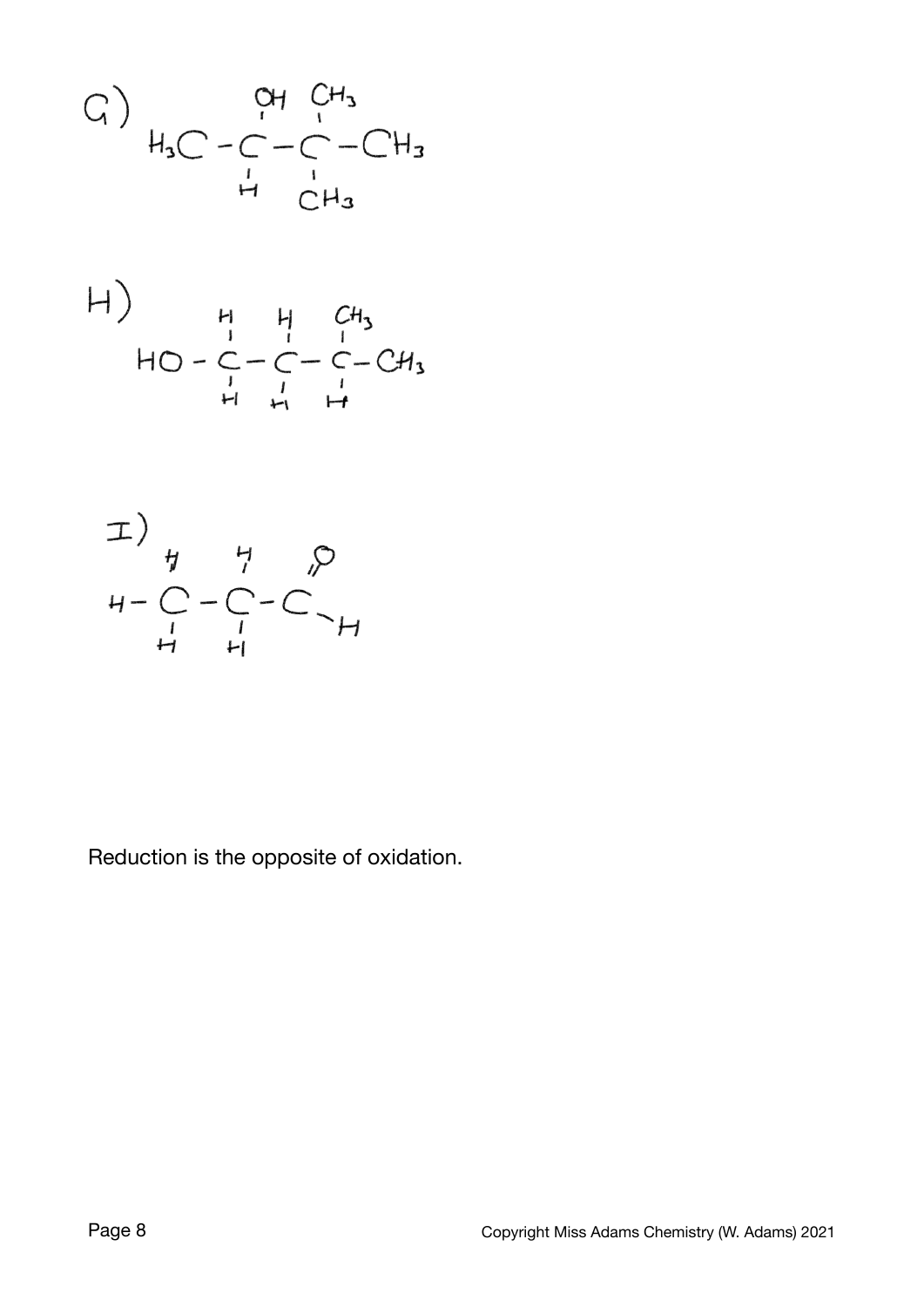G)

```
     OH  CH3
     |   |
H3C - C - C - CH3
     |   |
     H   CH3
```

H)

```
     H   H   CH3
     |   |   |
HO - C - C - C - CH3
     |   |   |
     H   H   H
```

I)

```
    H   H   O
    |   |   //
H - C - C - C
    |   |    \
    H   H     H
```

Reduction is the opposite of oxidation.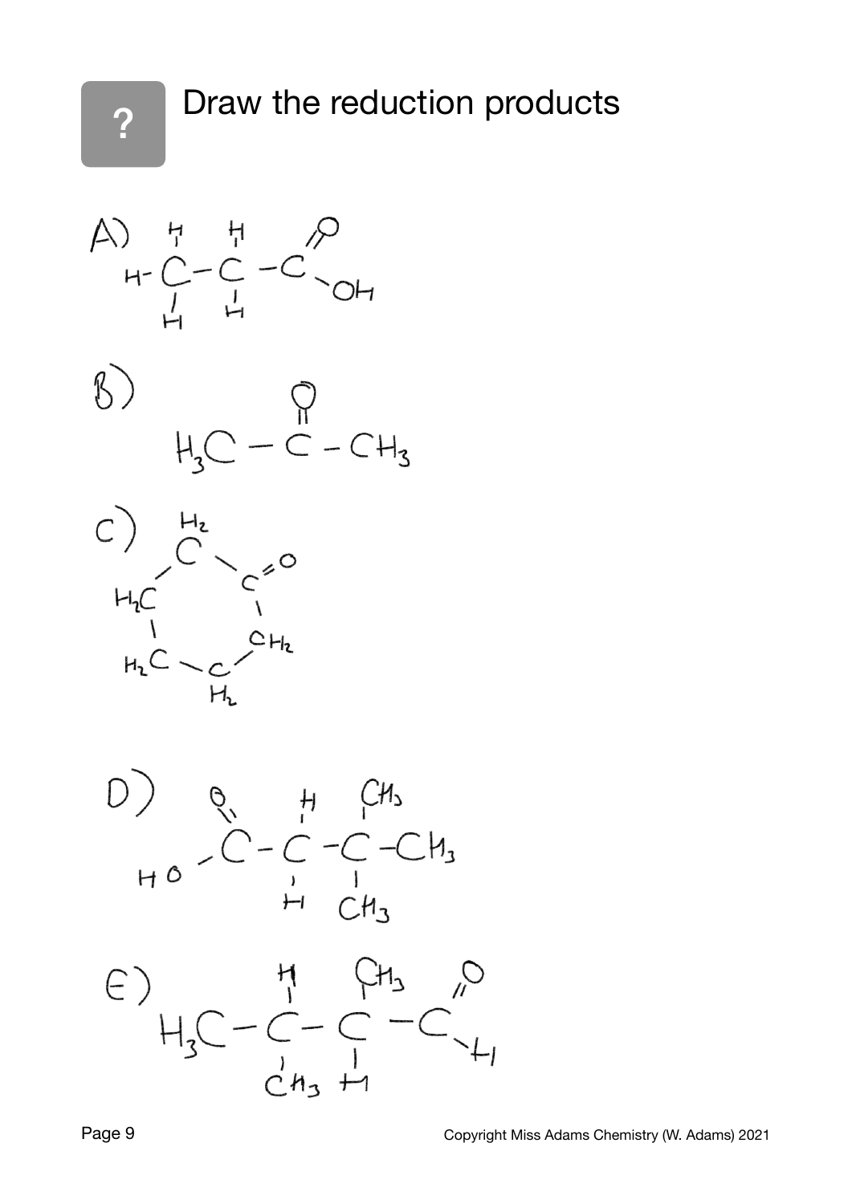# Draw the reduction products

A) $H-CH_2-CH_2-C(=O)-OH$

B) $H_3C-C(=O)-CH_3$

C) Cyclohexanone ring: $H_2C$, $H_2C$, $C=O$, $CH_2$, $H_2C$, $CH_2$

D) $HO-C(=O)-CH_2-C(CH_3)_2-CH_3$

E) $H_3C-CH(CH_3)-CH(CH_3)-C(=O)-H$

Copyright Miss Adams Chemistry (W. Adams) 2021